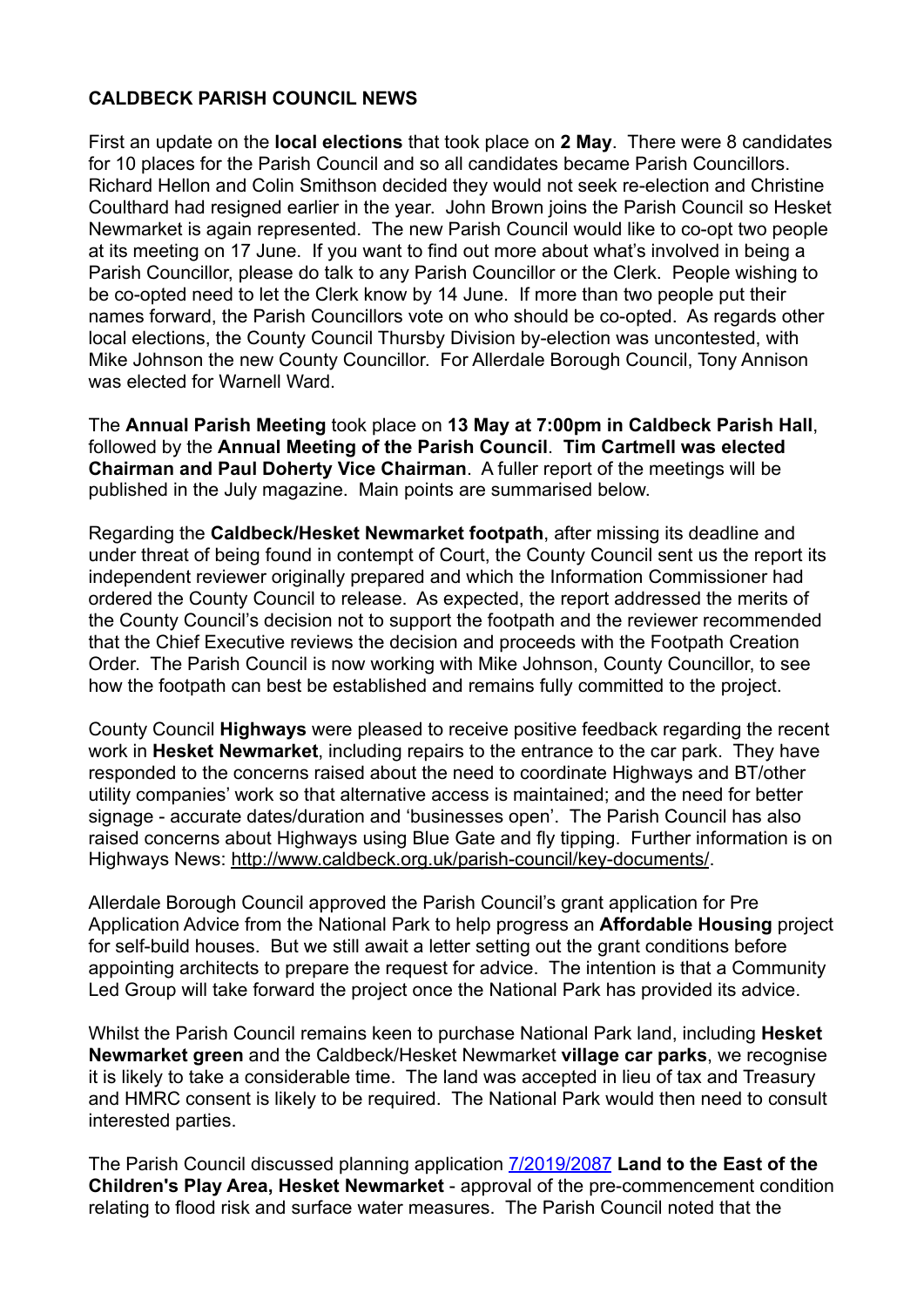**CALDBECK PARISH COUNCIL NEWS**

First an update on the **local elections** that took place on **2 May**. There were 8 candidates for 10 places for the Parish Council and so all candidates became Parish Councillors. Richard Hellon and Colin Smithson decided they would not seek re-election and Christine Coulthard had resigned earlier in the year. John Brown joins the Parish Council so Hesket Newmarket is again represented. The new Parish Council would like to co-opt two people at its meeting on 17 June. If you want to find out more about what's involved in being a Parish Councillor, please do talk to any Parish Councillor or the Clerk. People wishing to be co-opted need to let the Clerk know by 14 June. If more than two people put their names forward, the Parish Councillors vote on who should be co-opted. As regards other local elections, the County Council Thursby Division by-election was uncontested, with Mike Johnson the new County Councillor. For Allerdale Borough Council, Tony Annison was elected for Warnell Ward.

The **Annual Parish Meeting** took place on **13 May at 7:00pm in Caldbeck Parish Hall**, followed by the **Annual Meeting of the Parish Council**. **Tim Cartmell was elected Chairman and Paul Doherty Vice Chairman**. A fuller report of the meetings will be published in the July magazine. Main points are summarised below.

Regarding the **Caldbeck/Hesket Newmarket footpath**, after missing its deadline and under threat of being found in contempt of Court, the County Council sent us the report its independent reviewer originally prepared and which the Information Commissioner had ordered the County Council to release. As expected, the report addressed the merits of the County Council's decision not to support the footpath and the reviewer recommended that the Chief Executive reviews the decision and proceeds with the Footpath Creation Order. The Parish Council is now working with Mike Johnson, County Councillor, to see how the footpath can best be established and remains fully committed to the project.

County Council **Highways** were pleased to receive positive feedback regarding the recent work in **Hesket Newmarket**, including repairs to the entrance to the car park. They have responded to the concerns raised about the need to coordinate Highways and BT/other utility companies' work so that alternative access is maintained; and the need for better signage - accurate dates/duration and 'businesses open'. The Parish Council has also raised concerns about Highways using Blue Gate and fly tipping. Further information is on Highways News: http://www.caldbeck.org.uk/parish-council/key-documents/.

Allerdale Borough Council approved the Parish Council's grant application for Pre Application Advice from the National Park to help progress an **Affordable Housing** project for self-build houses. But we still await a letter setting out the grant conditions before appointing architects to prepare the request for advice. The intention is that a Community Led Group will take forward the project once the National Park has provided its advice.

Whilst the Parish Council remains keen to purchase National Park land, including **Hesket Newmarket green** and the Caldbeck/Hesket Newmarket **village car parks**, we recognise it is likely to take a considerable time. The land was accepted in lieu of tax and Treasury and HMRC consent is likely to be required. The National Park would then need to consult interested parties.

The Parish Council discussed planning application 7/2019/2087 **Land to the East of the Children's Play Area, Hesket Newmarket** - approval of the pre-commencement condition relating to flood risk and surface water measures. The Parish Council noted that the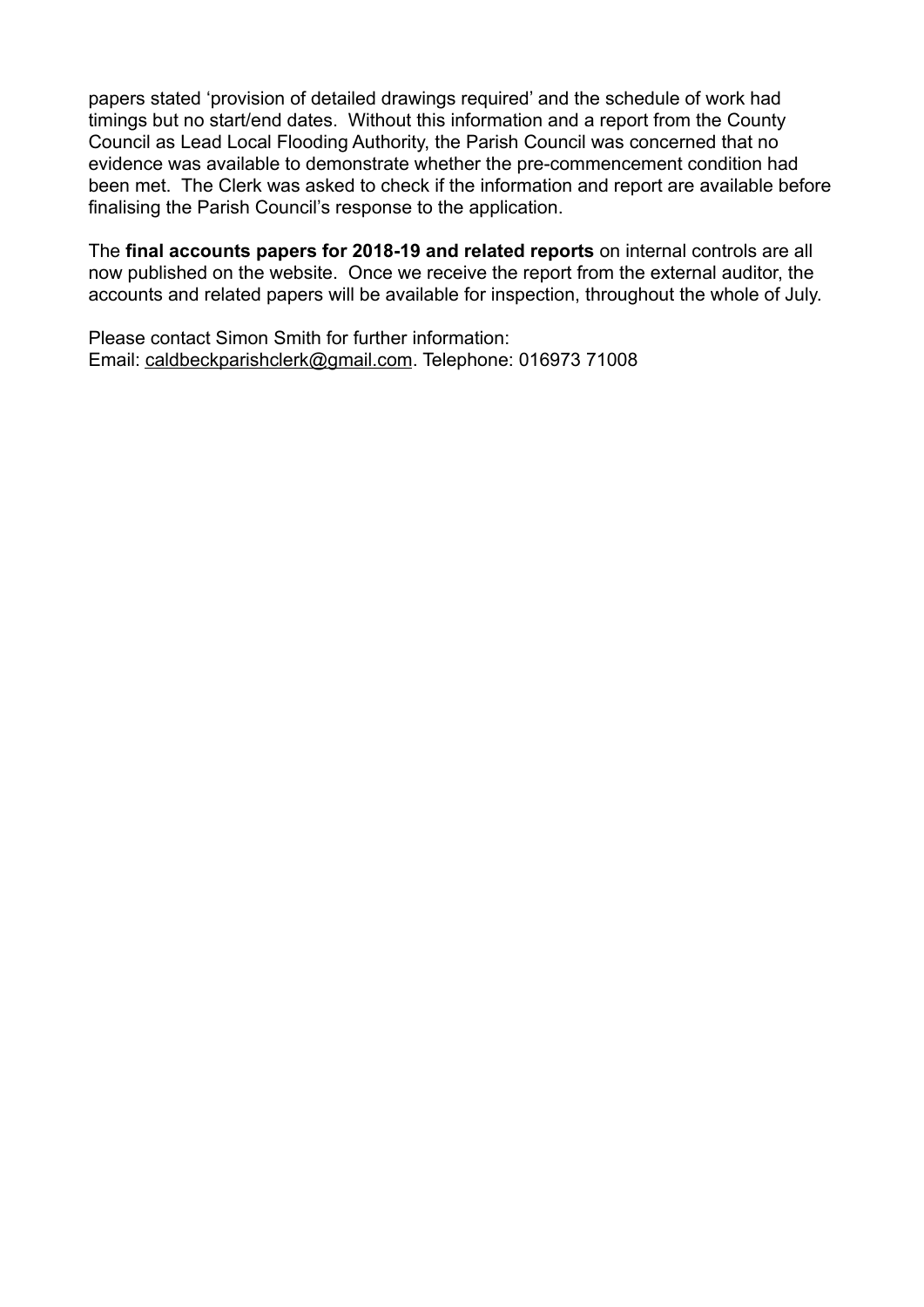papers stated 'provision of detailed drawings required' and the schedule of work had timings but no start/end dates. Without this information and a report from the County Council as Lead Local Flooding Authority, the Parish Council was concerned that no evidence was available to demonstrate whether the pre-commencement condition had been met. The Clerk was asked to check if the information and report are available before finalising the Parish Council's response to the application.

The **final accounts papers for 2018-19 and related reports** on internal controls are all now published on the website. Once we receive the report from the external auditor, the accounts and related papers will be available for inspection, throughout the whole of July.

Please contact Simon Smith for further information:
Email: caldbeckparishclerk@gmail.com. Telephone: 016973 71008